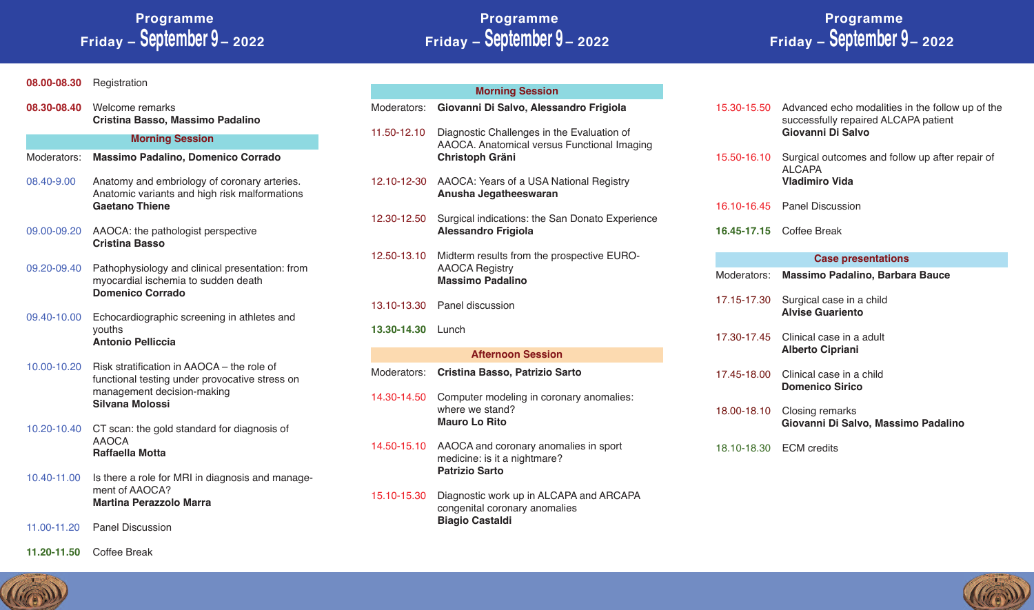## Programme
### Friday – September 9 – 2022

**08.00-08.30** Registration

**08.30-08.40** Welcome remarks
**Cristina Basso, Massimo Padalino**

### Morning Session

Moderators: **Massimo Padalino, Domenico Corrado**

08.40-9.00 Anatomy and embriology of coronary arteries. Anatomic variants and high risk malformations
**Gaetano Thiene**

09.00-09.20 AAOCA: the pathologist perspective
**Cristina Basso**

09.20-09.40 Pathophysiology and clinical presentation: from myocardial ischemia to sudden death
**Domenico Corrado**

09.40-10.00 Echocardiographic screening in athletes and youths
**Antonio Pelliccia**

10.00-10.20 Risk stratification in AAOCA – the role of functional testing under provocative stress on management decision-making
**Silvana Molossi**

10.20-10.40 CT scan: the gold standard for diagnosis of AAOCA
**Raffaella Motta**

10.40-11.00 Is there a role for MRI in diagnosis and management of AAOCA?
**Martina Perazzolo Marra**

11.00-11.20 Panel Discussion

**11.20-11.50** Coffee Break

## Programme
### Friday – September 9 – 2022

### Morning Session

Moderators: **Giovanni Di Salvo, Alessandro Frigiola**

11.50-12.10 Diagnostic Challenges in the Evaluation of AAOCA. Anatomical versus Functional Imaging
**Christoph Gräni**

12.10-12-30 AAOCA: Years of a USA National Registry
**Anusha Jegatheeswaran**

12.30-12.50 Surgical indications: the San Donato Experience
**Alessandro Frigiola**

12.50-13.10 Midterm results from the prospective EURO-AAOCA Registry
**Massimo Padalino**

13.10-13.30 Panel discussion

**13.30-14.30** Lunch

### Afternoon Session

Moderators: **Cristina Basso, Patrizio Sarto**

14.30-14.50 Computer modeling in coronary anomalies: where we stand?
**Mauro Lo Rito**

14.50-15.10 AAOCA and coronary anomalies in sport medicine: is it a nightmare?
**Patrizio Sarto**

15.10-15.30 Diagnostic work up in ALCAPA and ARCAPA congenital coronary anomalies
**Biagio Castaldi**

## Programme
### Friday – September 9 – 2022

15.30-15.50 Advanced echo modalities in the follow up of the successfully repaired ALCAPA patient
**Giovanni Di Salvo**

15.50-16.10 Surgical outcomes and follow up after repair of ALCAPA
**Vladimiro Vida**

16.10-16.45 Panel Discussion

**16.45-17.15** Coffee Break

### Case presentations

Moderators: **Massimo Padalino, Barbara Bauce**

17.15-17.30 Surgical case in a child
**Alvise Guariento**

17.30-17.45 Clinical case in a adult
**Alberto Cipriani**

17.45-18.00 Clinical case in a child
**Domenico Sirico**

18.00-18.10 Closing remarks
**Giovanni Di Salvo, Massimo Padalino**

18.10-18.30 ECM credits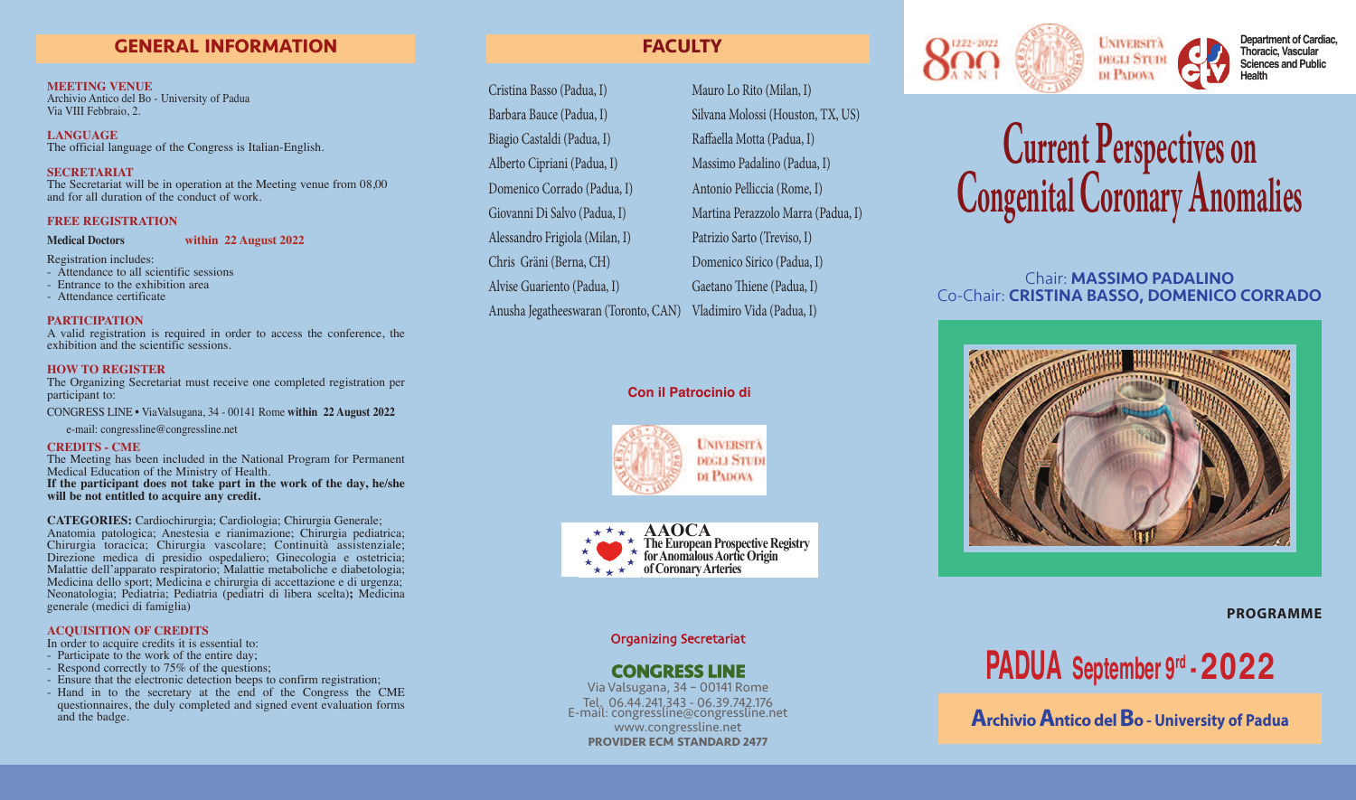## GENERAL INFORMATION

**MEETING VENUE**
Archivio Antico del Bo - University of Padua
Via VIII Febbraio, 2.

**LANGUAGE**
The official language of the Congress is Italian-English.

**SECRETARIAT**
The Secretariat will be in operation at the Meeting venue from 08,00 and for all duration of the conduct of work.

**FREE REGISTRATION**

**Medical Doctors** **within 22 August 2022**

Registration includes:
- Attendance to all scientific sessions
- Entrance to the exhibition area
- Attendance certificate

**PARTICIPATION**
A valid registration is required in order to access the conference, the exhibition and the scientific sessions.

**HOW TO REGISTER**
The Organizing Secretariat must receive one completed registration per participant to:

CONGRESS LINE • ViaValsugana, 34 - 00141 Rome **within 22 August 2022**

e-mail: congressline@congressline.net

**CREDITS - CME**
The Meeting has been included in the National Program for Permanent Medical Education of the Ministry of Health.
**If the participant does not take part in the work of the day, he/she will be not entitled to acquire any credit.**

**CATEGORIES:** Cardiochirurgia; Cardiologia; Chirurgia Generale; Anatomia patologica; Anestesia e rianimazione; Chirurgia pediatrica; Chirurgia toracica; Chirurgia vascolare; Continuità assistenziale; Direzione medica di presidio ospedaliero; Ginecologia e ostetricia; Malattie dell'apparato respiratorio; Malattie metaboliche e diabetologia; Medicina dello sport; Medicina e chirurgia di accettazione e di urgenza; Neonatologia; Pediatria; Pediatria (pediatri di libera scelta)**;** Medicina generale (medici di famiglia)

**ACQUISITION OF CREDITS**
In order to acquire credits it is essential to:
- Participate to the work of the entire day;
- Respond correctly to 75% of the questions;
- Ensure that the electronic detection beeps to confirm registration;
- Hand in to the secretary at the end of the Congress the CME questionnaires, the duly completed and signed event evaluation forms and the badge.

## FACULTY

Cristina Basso (Padua, I)
Barbara Bauce (Padua, I)
Biagio Castaldi (Padua, I)
Alberto Cipriani (Padua, I)
Domenico Corrado (Padua, I)
Giovanni Di Salvo (Padua, I)
Alessandro Frigiola (Milan, I)
Chris Gräni (Berna, CH)
Alvise Guariento (Padua, I)
Anusha Jegatheeswaran (Toronto, CAN)
Mauro Lo Rito (Milan, I)
Silvana Molossi (Houston, TX, US)
Raffaella Motta (Padua, I)
Massimo Padalino (Padua, I)
Antonio Pelliccia (Rome, I)
Martina Perazzolo Marra (Padua, I)
Patrizio Sarto (Treviso, I)
Domenico Sirico (Padua, I)
Gaetano Thiene (Padua, I)
Vladimiro Vida (Padua, I)

**Con il Patrocinio di**

Università degli Studi di Padova

AAOCA
The European Prospective Registry for Anomalous Aortic Origin of Coronary Arteries

**Organizing Secretariat**

**CONGRESS LINE**
Via Valsugana, 34 – 00141 Rome
Tel. 06.44.241.343 - 06.39.742.176
E-mail: congressline@congressline.net
www.congressline.net
**PROVIDER ECM STANDARD 2477**

1222-2022 800 ANNI

Università degli Studi di Padova

Department of Cardiac, Thoracic, Vascular Sciences and Public Health

# Current Perspectives on Congenital Coronary Anomalies

Chair: **MASSIMO PADALINO**
Co-Chair: **CRISTINA BASSO, DOMENICO CORRADO**

**PROGRAMME**

**PADUA September 9rd - 2022**

**Archivio Antico del Bo - University of Padua**